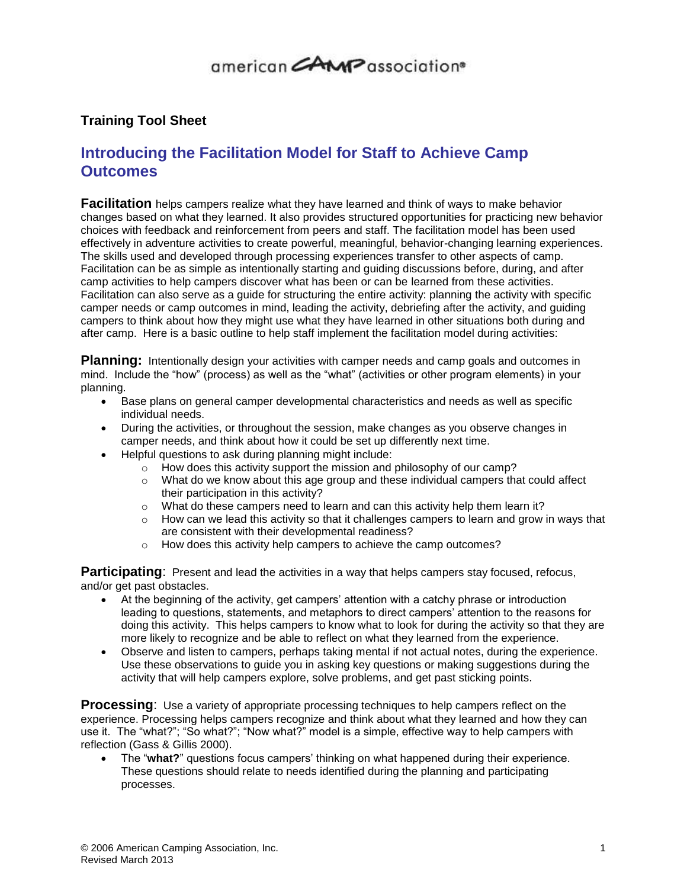american CAMP association®

**Training Tool Sheet**

# Introducing the Facilitation Model for Staff to Achieve Camp Outcomes

**Facilitation** helps campers realize what they have learned and think of ways to make behavior changes based on what they learned. It also provides structured opportunities for practicing new behavior choices with feedback and reinforcement from peers and staff. The facilitation model has been used effectively in adventure activities to create powerful, meaningful, behavior-changing learning experiences. The skills used and developed through processing experiences transfer to other aspects of camp. Facilitation can be as simple as intentionally starting and guiding discussions before, during, and after camp activities to help campers discover what has been or can be learned from these activities. Facilitation can also serve as a guide for structuring the entire activity: planning the activity with specific camper needs or camp outcomes in mind, leading the activity, debriefing after the activity, and guiding campers to think about how they might use what they have learned in other situations both during and after camp. Here is a basic outline to help staff implement the facilitation model during activities:

**Planning:** Intentionally design your activities with camper needs and camp goals and outcomes in mind. Include the "how" (process) as well as the "what" (activities or other program elements) in your planning.

- Base plans on general camper developmental characteristics and needs as well as specific individual needs.
- During the activities, or throughout the session, make changes as you observe changes in camper needs, and think about how it could be set up differently next time.
- Helpful questions to ask during planning might include:
  - How does this activity support the mission and philosophy of our camp?
  - What do we know about this age group and these individual campers that could affect their participation in this activity?
  - What do these campers need to learn and can this activity help them learn it?
  - How can we lead this activity so that it challenges campers to learn and grow in ways that are consistent with their developmental readiness?
  - How does this activity help campers to achieve the camp outcomes?

**Participating**: Present and lead the activities in a way that helps campers stay focused, refocus, and/or get past obstacles.

- At the beginning of the activity, get campers' attention with a catchy phrase or introduction leading to questions, statements, and metaphors to direct campers' attention to the reasons for doing this activity. This helps campers to know what to look for during the activity so that they are more likely to recognize and be able to reflect on what they learned from the experience.
- Observe and listen to campers, perhaps taking mental if not actual notes, during the experience. Use these observations to guide you in asking key questions or making suggestions during the activity that will help campers explore, solve problems, and get past sticking points.

**Processing**: Use a variety of appropriate processing techniques to help campers reflect on the experience. Processing helps campers recognize and think about what they learned and how they can use it. The "what?"; "So what?"; "Now what?" model is a simple, effective way to help campers with reflection (Gass & Gillis 2000).

- The "**what?**" questions focus campers' thinking on what happened during their experience. These questions should relate to needs identified during the planning and participating processes.

© 2006 American Camping Association, Inc.
Revised March 2013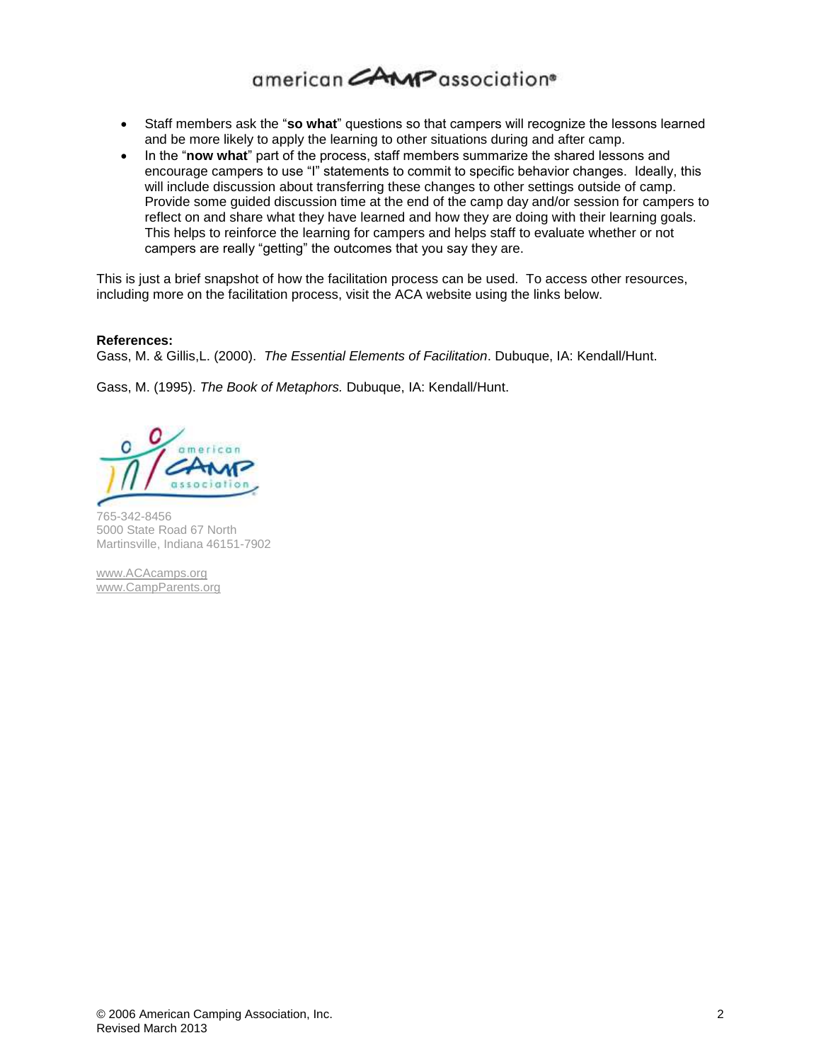- Staff members ask the "**so what**" questions so that campers will recognize the lessons learned and be more likely to apply the learning to other situations during and after camp.
- In the "**now what**" part of the process, staff members summarize the shared lessons and encourage campers to use "I" statements to commit to specific behavior changes. Ideally, this will include discussion about transferring these changes to other settings outside of camp. Provide some guided discussion time at the end of the camp day and/or session for campers to reflect on and share what they have learned and how they are doing with their learning goals. This helps to reinforce the learning for campers and helps staff to evaluate whether or not campers are really "getting" the outcomes that you say they are.

This is just a brief snapshot of how the facilitation process can be used. To access other resources, including more on the facilitation process, visit the ACA website using the links below.

**References:**
Gass, M. & Gillis,L. (2000). *The Essential Elements of Facilitation*. Dubuque, IA: Kendall/Hunt.

Gass, M. (1995). *The Book of Metaphors.* Dubuque, IA: Kendall/Hunt.

765-342-8456
5000 State Road 67 North
Martinsville, Indiana 46151-7902

www.ACAcamps.org
www.CampParents.org

© 2006 American Camping Association, Inc.
Revised March 2013